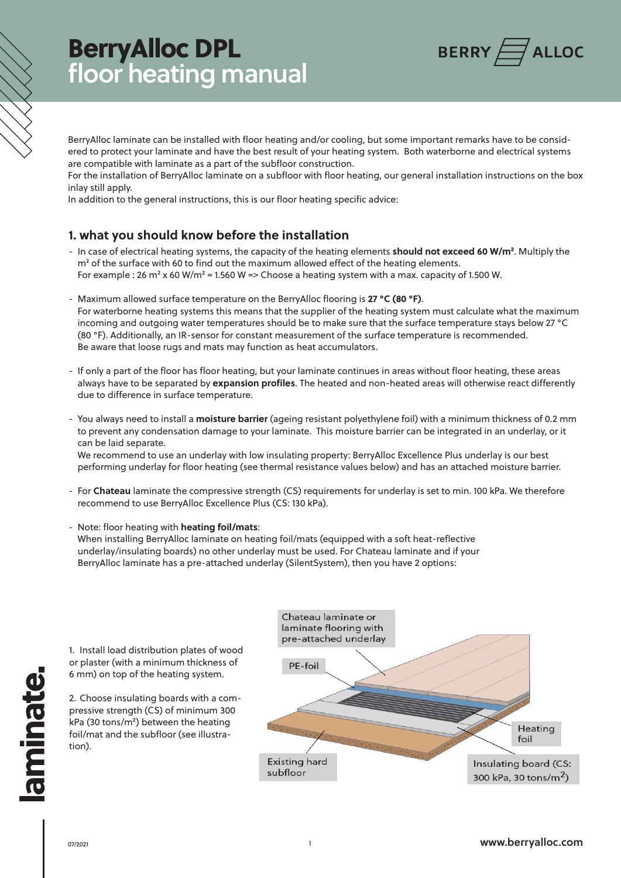# BerryAlloc DPL floor heating manual

BerryAlloc laminate can be installed with floor heating and/or cooling, but some important remarks have to be considered to protect your laminate and have the best result of your heating system. Both waterborne and electrical systems are compatible with laminate as a part of the subfloor construction.
For the installation of BerryAlloc laminate on a subfloor with floor heating, our general installation instructions on the box inlay still apply.
In addition to the general instructions, this is our floor heating specific advice:

## 1. what you should know before the installation

- In case of electrical heating systems, the capacity of the heating elements **should not exceed 60 W/m²**. Multiply the m² of the surface with 60 to find out the maximum allowed effect of the heating elements.
  For example : 26 m² x 60 W/m² = 1.560 W => Choose a heating system with a max. capacity of 1.500 W.

- Maximum allowed surface temperature on the BerryAlloc flooring is **27 °C (80 °F)**.
  For waterborne heating systems this means that the supplier of the heating system must calculate what the maximum incoming and outgoing water temperatures should be to make sure that the surface temperature stays below 27 °C (80 °F). Additionally, an IR-sensor for constant measurement of the surface temperature is recommended.
  Be aware that loose rugs and mats may function as heat accumulators.

- If only a part of the floor has floor heating, but your laminate continues in areas without floor heating, these areas always have to be separated by **expansion profiles**. The heated and non-heated areas will otherwise react differently due to difference in surface temperature.

- You always need to install a **moisture barrier** (ageing resistant polyethylene foil) with a minimum thickness of 0.2 mm to prevent any condensation damage to your laminate. This moisture barrier can be integrated in an underlay, or it can be laid separate.
  We recommend to use an underlay with low insulating property: BerryAlloc Excellence Plus underlay is our best performing underlay for floor heating (see thermal resistance values below) and has an attached moisture barrier.

- For **Chateau** laminate the compressive strength (CS) requirements for underlay is set to min. 100 kPa. We therefore recommend to use BerryAlloc Excellence Plus (CS: 130 kPa).

- Note: floor heating with **heating foil/mats**:
  When installing BerryAlloc laminate on heating foil/mats (equipped with a soft heat-reflective underlay/insulating boards) no other underlay must be used. For Chateau laminate and if your BerryAlloc laminate has a pre-attached underlay (SilentSystem), then you have 2 options:

1. Install load distribution plates of wood or plaster (with a minimum thickness of 6 mm) on top of the heating system.

2. Choose insulating boards with a compressive strength (CS) of minimum 300 kPa (30 tons/m²) between the heating foil/mat and the subfloor (see illustration).

Chateau laminate or laminate flooring with pre-attached underlay

PE-foil

Heating foil

Existing hard subfloor

Insulating board (CS: 300 kPa, 30 tons/m²)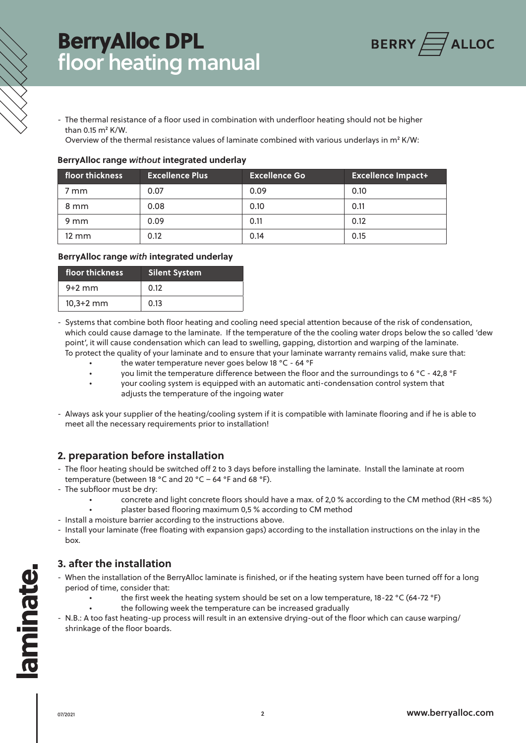- The thermal resistance of a floor used in combination with underfloor heating should not be higher than 0.15 m² K/W.
  Overview of the thermal resistance values of laminate combined with various underlays in m² K/W:

**BerryAlloc range *without* integrated underlay**

| floor thickness | Excellence Plus | Excellence Go | Excellence Impact+ |
|---|---|---|---|
| 7 mm | 0.07 | 0.09 | 0.10 |
| 8 mm | 0.08 | 0.10 | 0.11 |
| 9 mm | 0.09 | 0.11 | 0.12 |
| 12 mm | 0.12 | 0.14 | 0.15 |

**BerryAlloc range *with* integrated underlay**

| floor thickness | Silent System |
|---|---|
| 9+2 mm | 0.12 |
| 10,3+2 mm | 0.13 |

- Systems that combine both floor heating and cooling need special attention because of the risk of condensation, which could cause damage to the laminate. If the temperature of the the cooling water drops below the so called 'dew point', it will cause condensation which can lead to swelling, gapping, distortion and warping of the laminate.
  To protect the quality of your laminate and to ensure that your laminate warranty remains valid, make sure that:
    - the water temperature never goes below 18 °C - 64 °F
    - you limit the temperature difference between the floor and the surroundings to 6 °C - 42,8 °F
    - your cooling system is equipped with an automatic anti-condensation control system that adjusts the temperature of the ingoing water

- Always ask your supplier of the heating/cooling system if it is compatible with laminate flooring and if he is able to meet all the necessary requirements prior to installation!

## 2. preparation before installation

- The floor heating should be switched off 2 to 3 days before installing the laminate. Install the laminate at room temperature (between 18 °C and 20 °C – 64 °F and 68 °F).
- The subfloor must be dry:
    - concrete and light concrete floors should have a max. of 2,0 % according to the CM method (RH <85 %)
    - plaster based flooring maximum 0,5 % according to CM method
- Install a moisture barrier according to the instructions above.
- Install your laminate (free floating with expansion gaps) according to the installation instructions on the inlay in the box.

## 3. after the installation

- When the installation of the BerryAlloc laminate is finished, or if the heating system have been turned off for a long period of time, consider that:
    - the first week the heating system should be set on a low temperature, 18-22 °C (64-72 °F)
    - the following week the temperature can be increased gradually
- N.B.: A too fast heating-up process will result in an extensive drying-out of the floor which can cause warping/shrinkage of the floor boards.